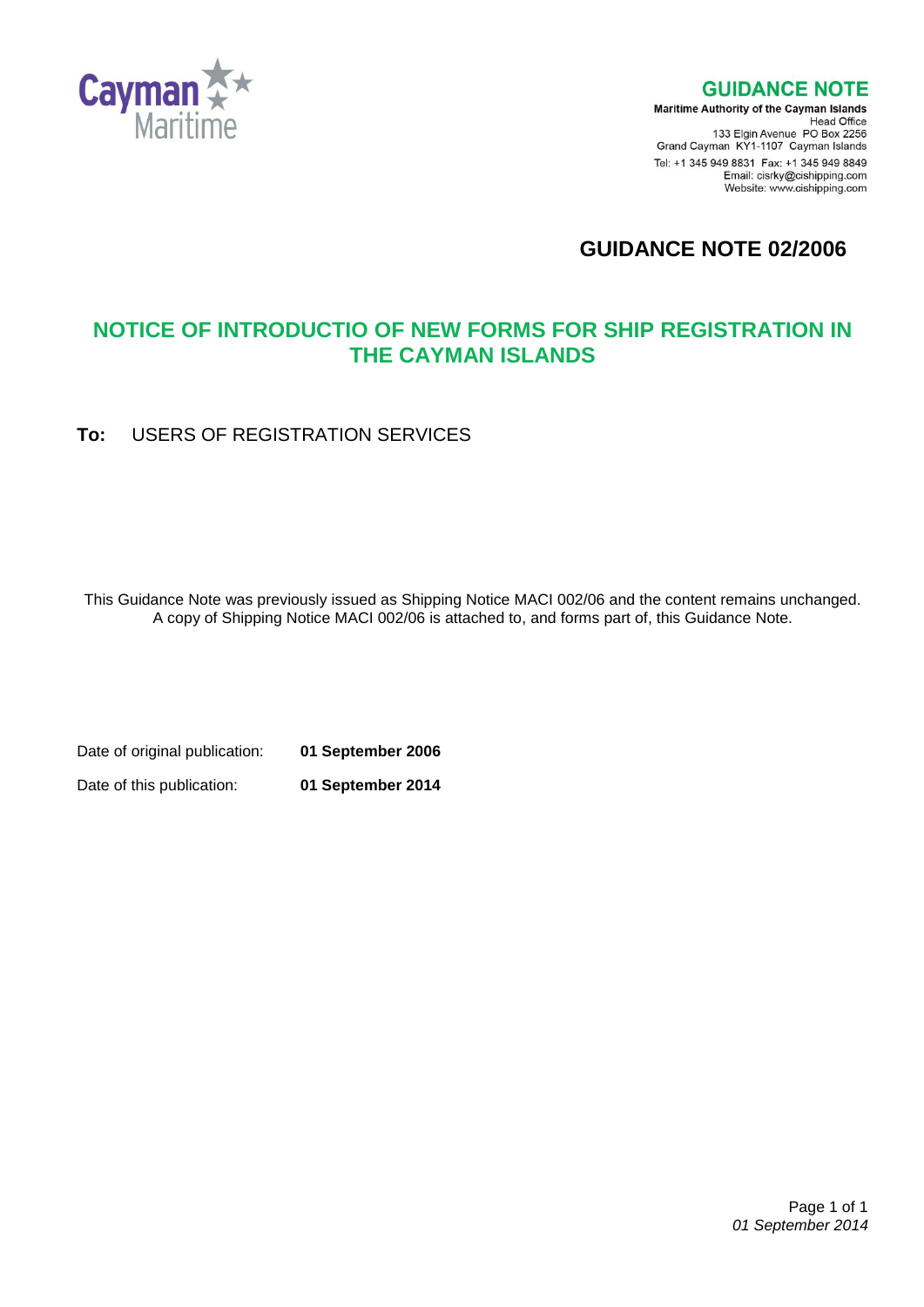Cayman Maritime

# GUIDANCE NOTE

**Maritime Authority of the Cayman Islands**
Head Office
133 Elgin Avenue PO Box 2256
Grand Cayman KY1-1107 Cayman Islands
Tel: +1 345 949 8831 Fax: +1 345 949 8849
Email: cisrky@cishipping.com
Website: www.cishipping.com

# GUIDANCE NOTE 02/2006

## NOTICE OF INTRODUCTIO OF NEW FORMS FOR SHIP REGISTRATION IN THE CAYMAN ISLANDS

**To:** USERS OF REGISTRATION SERVICES

This Guidance Note was previously issued as Shipping Notice MACI 002/06 and the content remains unchanged. A copy of Shipping Notice MACI 002/06 is attached to, and forms part of, this Guidance Note.

Date of original publication: **01 September 2006**

Date of this publication: **01 September 2014**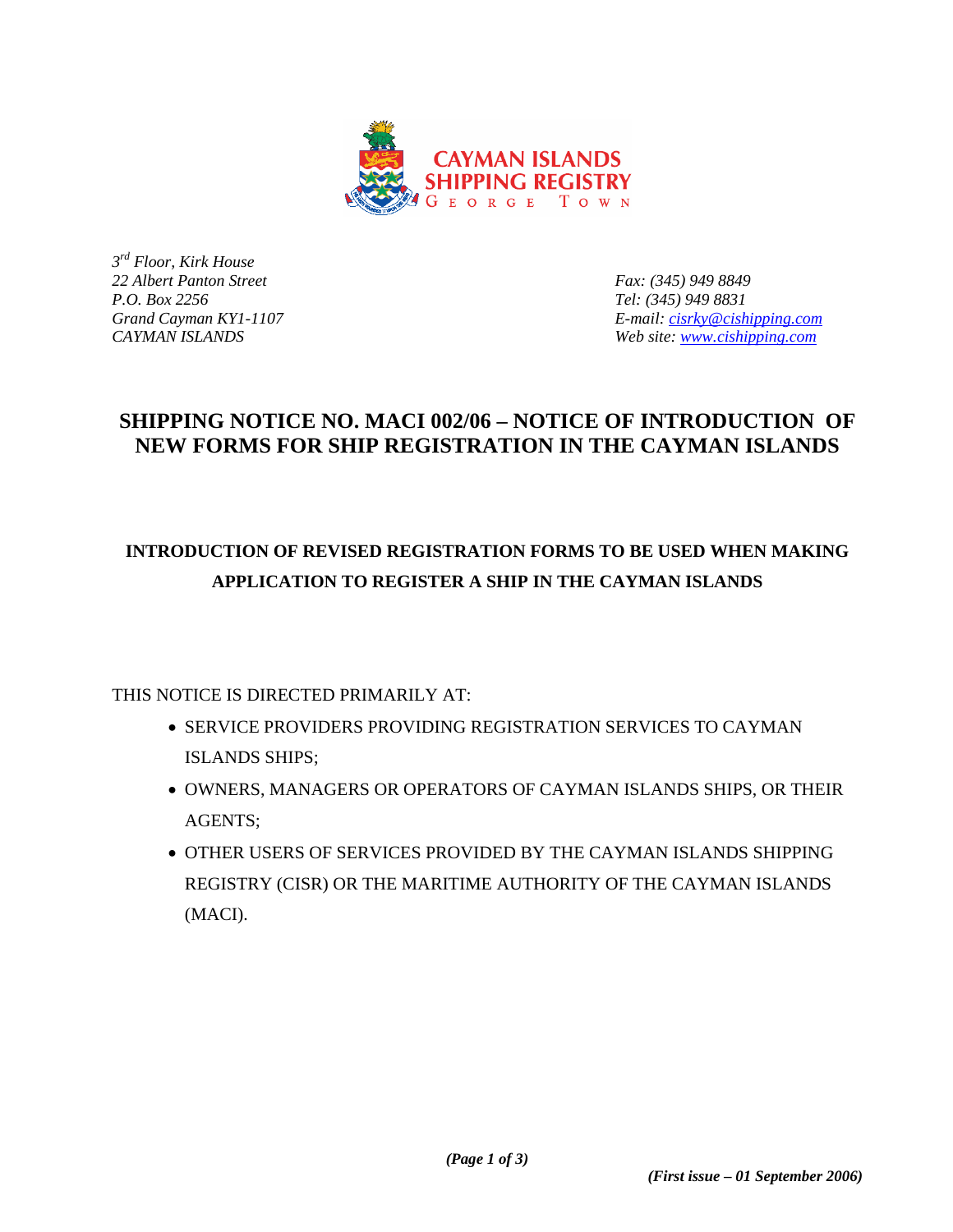3[rd] Floor, Kirk House
22 Albert Panton Street
P.O. Box 2256
Grand Cayman KY1-1107
CAYMAN ISLANDS

Fax: (345) 949 8849
Tel: (345) 949 8831
E-mail: cisrky@cishipping.com
Web site: www.cishipping.com

# SHIPPING NOTICE NO. MACI 002/06 – NOTICE OF INTRODUCTION OF NEW FORMS FOR SHIP REGISTRATION IN THE CAYMAN ISLANDS

## INTRODUCTION OF REVISED REGISTRATION FORMS TO BE USED WHEN MAKING APPLICATION TO REGISTER A SHIP IN THE CAYMAN ISLANDS

THIS NOTICE IS DIRECTED PRIMARILY AT:

- SERVICE PROVIDERS PROVIDING REGISTRATION SERVICES TO CAYMAN ISLANDS SHIPS;
- OWNERS, MANAGERS OR OPERATORS OF CAYMAN ISLANDS SHIPS, OR THEIR AGENTS;
- OTHER USERS OF SERVICES PROVIDED BY THE CAYMAN ISLANDS SHIPPING REGISTRY (CISR) OR THE MARITIME AUTHORITY OF THE CAYMAN ISLANDS (MACI).

***(First issue – 01 September 2006)***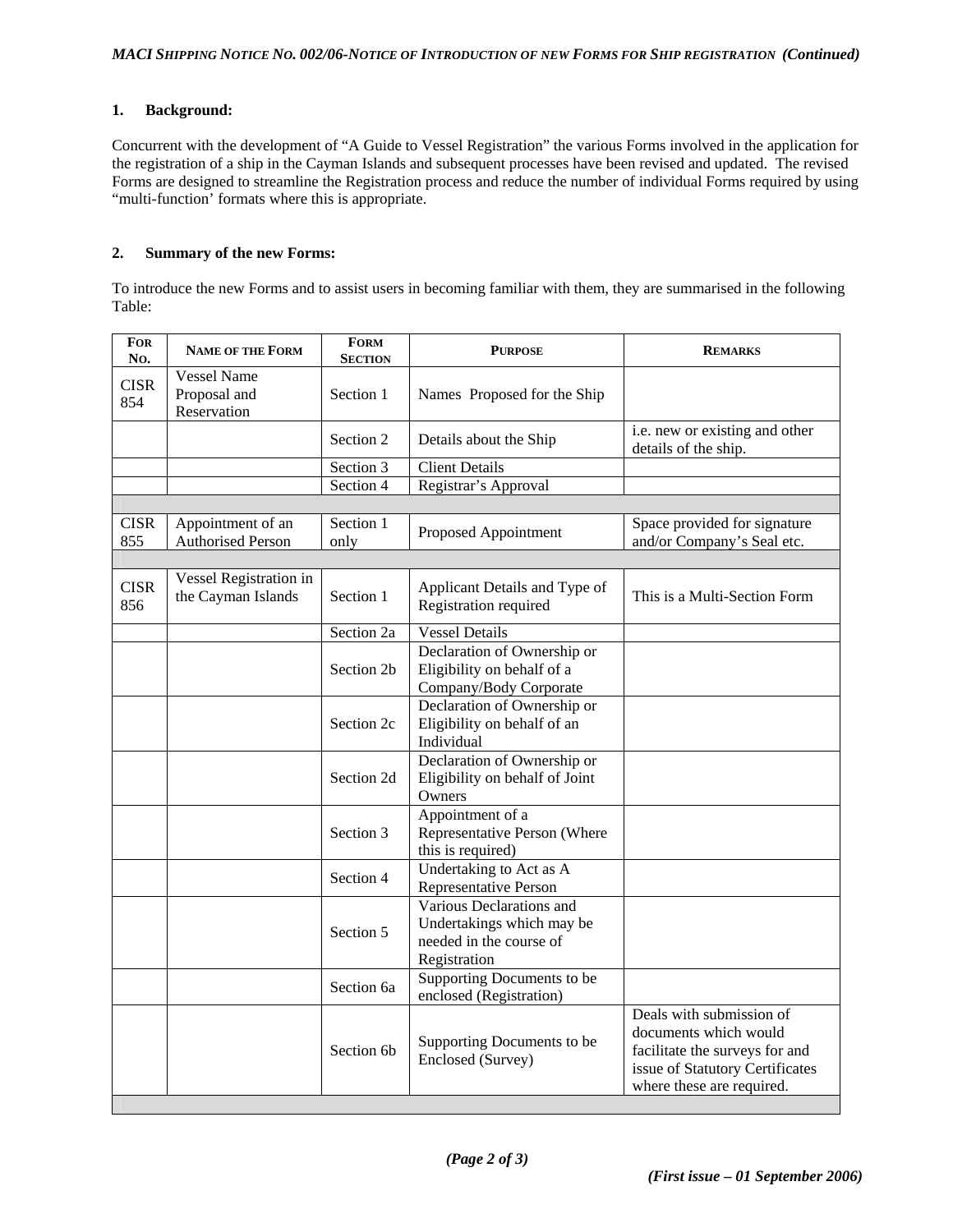## 1. Background:

Concurrent with the development of "A Guide to Vessel Registration" the various Forms involved in the application for the registration of a ship in the Cayman Islands and subsequent processes have been revised and updated. The revised Forms are designed to streamline the Registration process and reduce the number of individual Forms required by using "multi-function' formats where this is appropriate.

## 2. Summary of the new Forms:

To introduce the new Forms and to assist users in becoming familiar with them, they are summarised in the following Table:

| FOR NO. | NAME OF THE FORM | FORM SECTION | PURPOSE | REMARKS |
|---|---|---|---|---|
| CISR 854 | Vessel Name Proposal and Reservation | Section 1 | Names Proposed for the Ship | |
| | | Section 2 | Details about the Ship | i.e. new or existing and other details of the ship. |
| | | Section 3 | Client Details | |
| | | Section 4 | Registrar's Approval | |
| | | | | |
| CISR 855 | Appointment of an Authorised Person | Section 1 only | Proposed Appointment | Space provided for signature and/or Company's Seal etc. |
| | | | | |
| CISR 856 | Vessel Registration in the Cayman Islands | Section 1 | Applicant Details and Type of Registration required | This is a Multi-Section Form |
| | | Section 2a | Vessel Details | |
| | | Section 2b | Declaration of Ownership or Eligibility on behalf of a Company/Body Corporate | |
| | | Section 2c | Declaration of Ownership or Eligibility on behalf of an Individual | |
| | | Section 2d | Declaration of Ownership or Eligibility on behalf of Joint Owners | |
| | | Section 3 | Appointment of a Representative Person (Where this is required) | |
| | | Section 4 | Undertaking to Act as A Representative Person | |
| | | Section 5 | Various Declarations and Undertakings which may be needed in the course of Registration | |
| | | Section 6a | Supporting Documents to be enclosed (Registration) | |
| | | Section 6b | Supporting Documents to be Enclosed (Survey) | Deals with submission of documents which would facilitate the surveys for and issue of Statutory Certificates where these are required. |
| | | | | |

*(First issue – 01 September 2006)*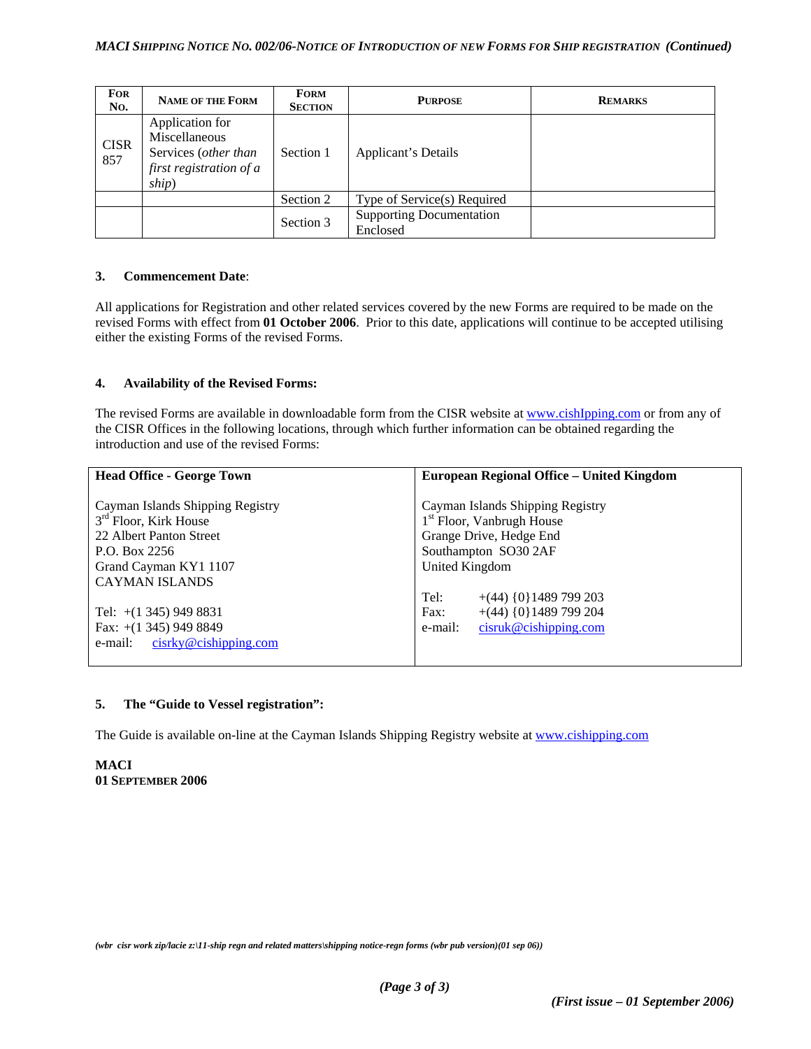| For No. | Name of the Form | Form Section | Purpose | Remarks |
|---|---|---|---|---|
| CISR 857 | Application for Miscellaneous Services (*other than first registration of a ship*) | Section 1 | Applicant's Details | |
| | | Section 2 | Type of Service(s) Required | |
| | | Section 3 | Supporting Documentation Enclosed | |

### 3. Commencement Date:

All applications for Registration and other related services covered by the new Forms are required to be made on the revised Forms with effect from **01 October 2006**. Prior to this date, applications will continue to be accepted utilising either the existing Forms of the revised Forms.

### 4. Availability of the Revised Forms:

The revised Forms are available in downloadable form from the CISR website at www.cishIpping.com or from any of the CISR Offices in the following locations, through which further information can be obtained regarding the introduction and use of the revised Forms:

| **Head Office - George Town** | **European Regional Office – United Kingdom** |
|---|---|
| Cayman Islands Shipping Registry<br>3rd Floor, Kirk House<br>22 Albert Panton Street<br>P.O. Box 2256<br>Grand Cayman KY1 1107<br>CAYMAN ISLANDS<br><br>Tel: +(1 345) 949 8831<br>Fax: +(1 345) 949 8849<br>e-mail: cisrky@cishipping.com | Cayman Islands Shipping Registry<br>1st Floor, Vanbrugh House<br>Grange Drive, Hedge End<br>Southampton SO30 2AF<br>United Kingdom<br><br>Tel: +(44) {0}1489 799 203<br>Fax: +(44) {0}1489 799 204<br>e-mail: cisruk@cishipping.com |

### 5. The "Guide to Vessel registration":

The Guide is available on-line at the Cayman Islands Shipping Registry website at www.cishipping.com

**MACI**
**01 September 2006**

*(wbr cisr work zip/lacie z:\11-ship regn and related matters\shipping notice-regn forms (wbr pub version)(01 sep 06))*

*(First issue – 01 September 2006)*